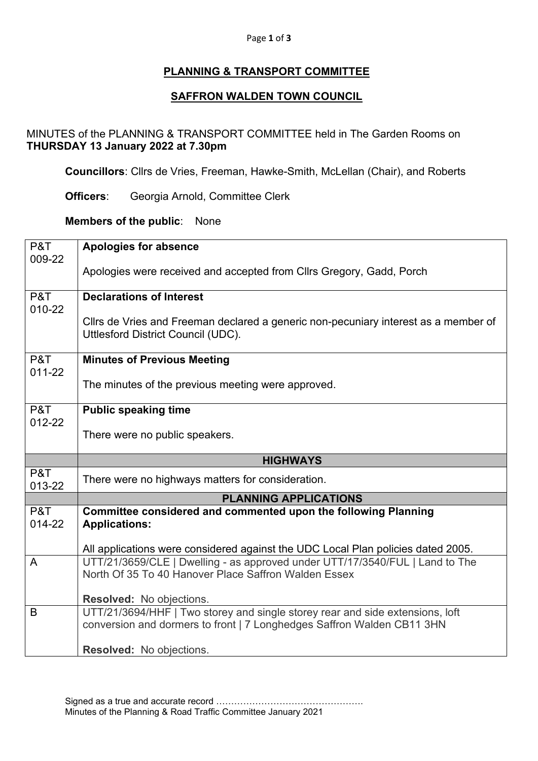# PLANNING & TRANSPORT COMMITTEE

# SAFFRON WALDEN TOWN COUNCIL

MINUTES of the PLANNING & TRANSPORT COMMITTEE held in The Garden Rooms on **THURSDAY 13 January 2022 at 7.30pm**

**Councillors**: Cllrs de Vries, Freeman, Hawke-Smith, McLellan (Chair), and Roberts

**Officers**: Georgia Arnold, Committee Clerk

**Members of the public**: None

| | |
|---|---|
| P&T 009-22 | **Apologies for absence**<br><br>Apologies were received and accepted from Cllrs Gregory, Gadd, Porch |
| P&T 010-22 | **Declarations of Interest**<br><br>Cllrs de Vries and Freeman declared a generic non-pecuniary interest as a member of Uttlesford District Council (UDC). |
| P&T 011-22 | **Minutes of Previous Meeting**<br><br>The minutes of the previous meeting were approved. |
| P&T 012-22 | **Public speaking time**<br><br>There were no public speakers. |
| | **HIGHWAYS** |
| P&T 013-22 | There were no highways matters for consideration. |
| | **PLANNING APPLICATIONS** |
| P&T 014-22 | **Committee considered and commented upon the following Planning Applications:**<br><br>All applications were considered against the UDC Local Plan policies dated 2005. |
| A | UTT/21/3659/CLE \| Dwelling - as approved under UTT/17/3540/FUL \| Land to The North Of 35 To 40 Hanover Place Saffron Walden Essex<br><br>**Resolved:** No objections. |
| B | UTT/21/3694/HHF \| Two storey and single storey rear and side extensions, loft conversion and dormers to front \| 7 Longhedges Saffron Walden CB11 3HN<br><br>**Resolved:** No objections. |

Signed as a true and accurate record ………………………………………….
Minutes of the Planning & Road Traffic Committee January 2021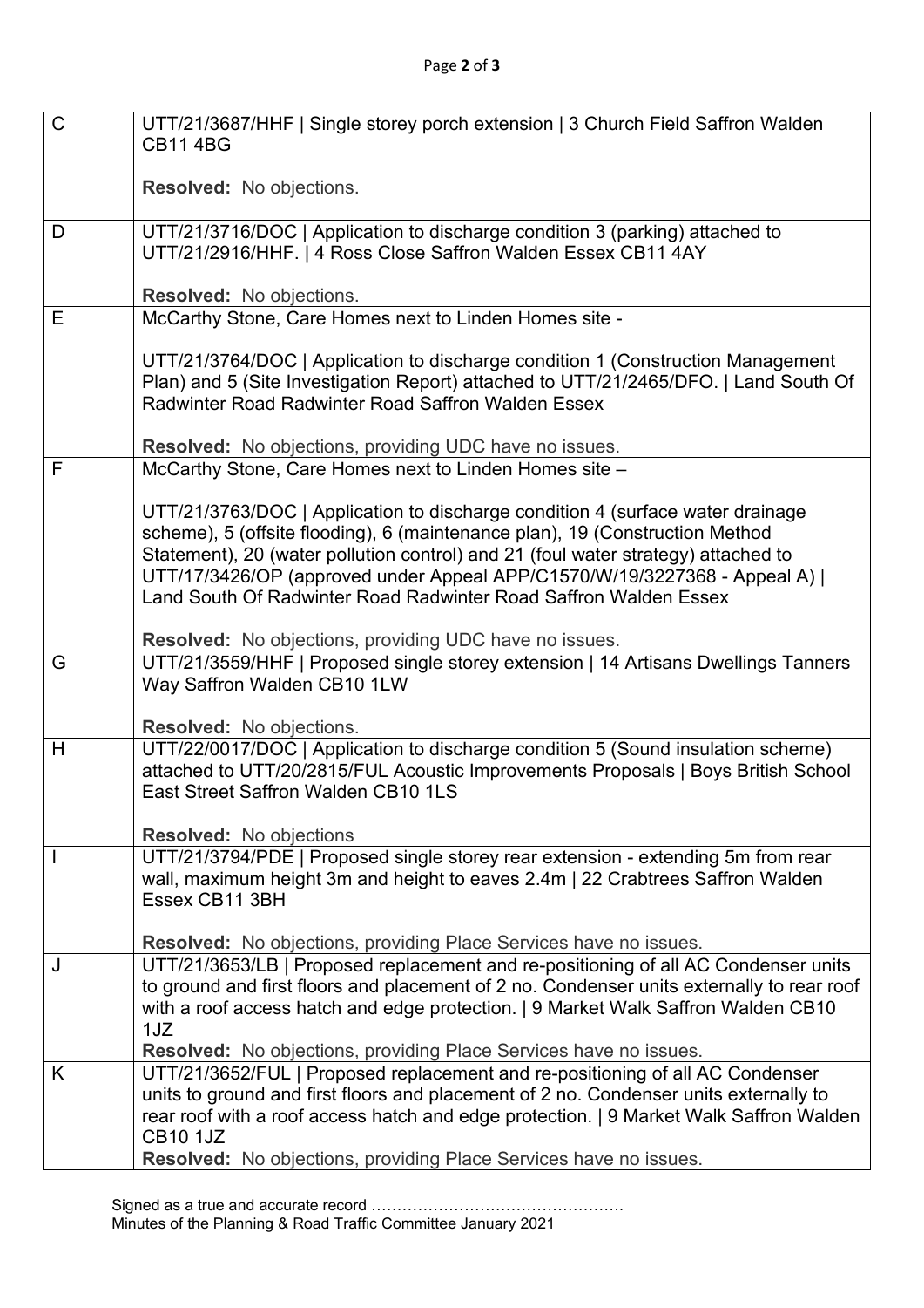| C | UTT/21/3687/HHF \| Single storey porch extension \| 3 Church Field Saffron Walden CB11 4BG<br><br>**Resolved:** No objections. |
|---|---|
| D | UTT/21/3716/DOC \| Application to discharge condition 3 (parking) attached to UTT/21/2916/HHF. \| 4 Ross Close Saffron Walden Essex CB11 4AY<br><br>**Resolved:** No objections. |
| E | McCarthy Stone, Care Homes next to Linden Homes site -<br><br>UTT/21/3764/DOC \| Application to discharge condition 1 (Construction Management Plan) and 5 (Site Investigation Report) attached to UTT/21/2465/DFO. \| Land South Of Radwinter Road Radwinter Road Saffron Walden Essex<br><br>**Resolved:** No objections, providing UDC have no issues. |
| F | McCarthy Stone, Care Homes next to Linden Homes site –<br><br>UTT/21/3763/DOC \| Application to discharge condition 4 (surface water drainage scheme), 5 (offsite flooding), 6 (maintenance plan), 19 (Construction Method Statement), 20 (water pollution control) and 21 (foul water strategy) attached to UTT/17/3426/OP (approved under Appeal APP/C1570/W/19/3227368 - Appeal A) \| Land South Of Radwinter Road Radwinter Road Saffron Walden Essex<br><br>**Resolved:** No objections, providing UDC have no issues. |
| G | UTT/21/3559/HHF \| Proposed single storey extension \| 14 Artisans Dwellings Tanners Way Saffron Walden CB10 1LW<br><br>**Resolved:** No objections. |
| H | UTT/22/0017/DOC \| Application to discharge condition 5 (Sound insulation scheme) attached to UTT/20/2815/FUL Acoustic Improvements Proposals \| Boys British School East Street Saffron Walden CB10 1LS<br><br>**Resolved:** No objections |
| I | UTT/21/3794/PDE \| Proposed single storey rear extension - extending 5m from rear wall, maximum height 3m and height to eaves 2.4m \| 22 Crabtrees Saffron Walden Essex CB11 3BH<br><br>**Resolved:** No objections, providing Place Services have no issues. |
| J | UTT/21/3653/LB \| Proposed replacement and re-positioning of all AC Condenser units to ground and first floors and placement of 2 no. Condenser units externally to rear roof with a roof access hatch and edge protection. \| 9 Market Walk Saffron Walden CB10 1JZ<br>**Resolved:** No objections, providing Place Services have no issues. |
| K | UTT/21/3652/FUL \| Proposed replacement and re-positioning of all AC Condenser units to ground and first floors and placement of 2 no. Condenser units externally to rear roof with a roof access hatch and edge protection. \| 9 Market Walk Saffron Walden CB10 1JZ<br>**Resolved:** No objections, providing Place Services have no issues. |

Signed as a true and accurate record …………………………………………
Minutes of the Planning & Road Traffic Committee January 2021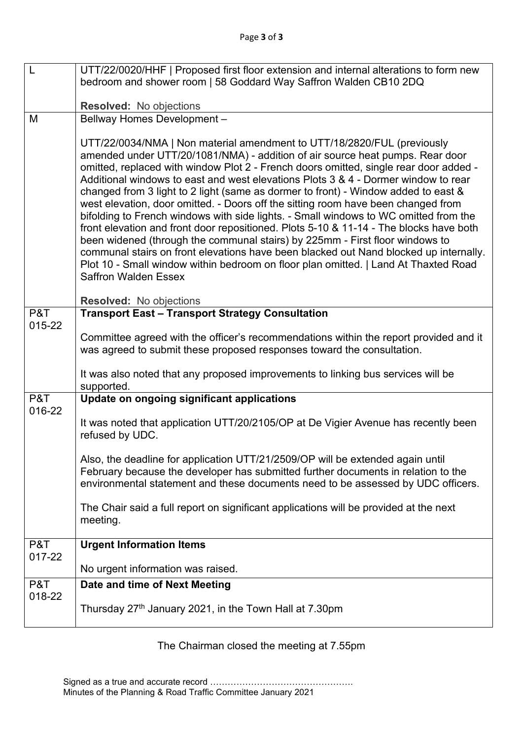| | |
|---|---|
| L | UTT/22/0020/HHF \| Proposed first floor extension and internal alterations to form new bedroom and shower room \| 58 Goddard Way Saffron Walden CB10 2DQ<br><br>**Resolved:** No objections |
| M | Bellway Homes Development –<br><br>UTT/22/0034/NMA \| Non material amendment to UTT/18/2820/FUL (previously amended under UTT/20/1081/NMA) - addition of air source heat pumps. Rear door omitted, replaced with window Plot 2 - French doors omitted, single rear door added - Additional windows to east and west elevations Plots 3 & 4 - Dormer window to rear changed from 3 light to 2 light (same as dormer to front) - Window added to east & west elevation, door omitted. - Doors off the sitting room have been changed from bifolding to French windows with side lights. - Small windows to WC omitted from the front elevation and front door repositioned. Plots 5-10 & 11-14 - The blocks have both been widened (through the communal stairs) by 225mm - First floor windows to communal stairs on front elevations have been blacked out Nand blocked up internally. Plot 10 - Small window within bedroom on floor plan omitted. \| Land At Thaxted Road Saffron Walden Essex<br><br>**Resolved:** No objections |
| P&T 015-22 | **Transport East – Transport Strategy Consultation**<br><br>Committee agreed with the officer's recommendations within the report provided and it was agreed to submit these proposed responses toward the consultation.<br><br>It was also noted that any proposed improvements to linking bus services will be supported. |
| P&T 016-22 | **Update on ongoing significant applications**<br><br>It was noted that application UTT/20/2105/OP at De Vigier Avenue has recently been refused by UDC.<br><br>Also, the deadline for application UTT/21/2509/OP will be extended again until February because the developer has submitted further documents in relation to the environmental statement and these documents need to be assessed by UDC officers.<br><br>The Chair said a full report on significant applications will be provided at the next meeting. |
| P&T 017-22 | **Urgent Information Items**<br><br>No urgent information was raised. |
| P&T 018-22 | **Date and time of Next Meeting**<br><br>Thursday 27th January 2021, in the Town Hall at 7.30pm |

The Chairman closed the meeting at 7.55pm

Signed as a true and accurate record ………………………………………….
Minutes of the Planning & Road Traffic Committee January 2021